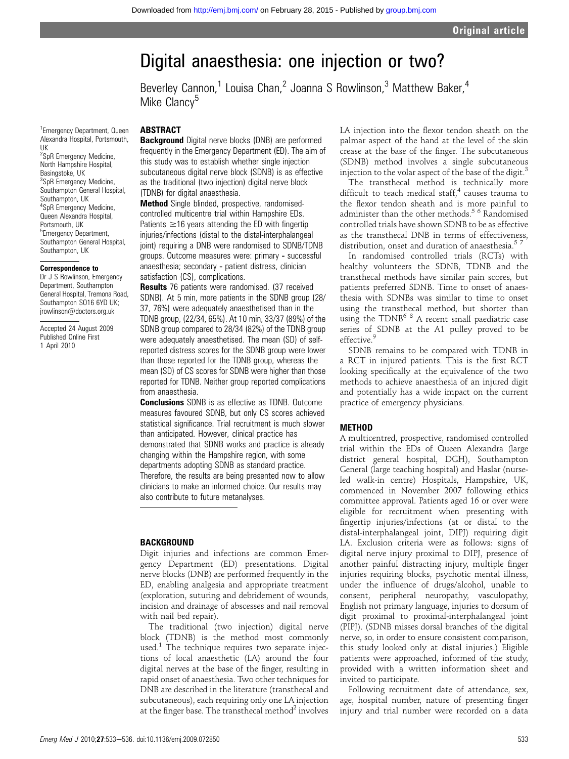# Digital anaesthesia: one injection or two?

Beverley Cannon,[1] Louisa Chan,[2] Joanna S Rowlinson,[3] Matthew Baker,[4] Mike Clancy[5]

[1]Emergency Department, Queen Alexandra Hospital, Portsmouth, UK
[2]SpR Emergency Medicine, North Hampshire Hospital, Basingstoke, UK
[3]SpR Emergency Medicine, Southampton General Hospital, Southampton, UK
[4]SpR Emergency Medicine, Queen Alexandra Hospital, Portsmouth, UK
[5]Emergency Department, Southampton General Hospital, Southampton, UK

**Correspondence to**
Dr J S Rowlinson, Emergency Department, Southampton General Hospital, Tremona Road, Southampton SO16 6YD UK; jrowlinson@doctors.org.uk

Accepted 24 August 2009
Published Online First 1 April 2010

## ABSTRACT

**Background** Digital nerve blocks (DNB) are performed frequently in the Emergency Department (ED). The aim of this study was to establish whether single injection subcutaneous digital nerve block (SDNB) is as effective as the traditional (two injection) digital nerve block (TDNB) for digital anaesthesia.

**Method** Single blinded, prospective, randomised-controlled multicentre trial within Hampshire EDs. Patients ≥16 years attending the ED with fingertip injuries/infections (distal to the distal-interphalangeal joint) requiring a DNB were randomised to SDNB/TDNB groups. Outcome measures were: primary - successful anaesthesia; secondary - patient distress, clinician satisfaction (CS), complications.

**Results** 76 patients were randomised. (37 received SDNB). At 5 min, more patients in the SDNB group (28/37, 76%) were adequately anaesthetised than in the TDNB group, (22/34, 65%). At 10 min, 33/37 (89%) of the SDNB group compared to 28/34 (82%) of the TDNB group were adequately anaesthetised. The mean (SD) of self-reported distress scores for the SDNB group were lower than those reported for the TDNB group, whereas the mean (SD) of CS scores for SDNB were higher than those reported for TDNB. Neither group reported complications from anaesthesia.

**Conclusions** SDNB is as effective as TDNB. Outcome measures favoured SDNB, but only CS scores achieved statistical significance. Trial recruitment is much slower than anticipated. However, clinical practice has demonstrated that SDNB works and practice is already changing within the Hampshire region, with some departments adopting SDNB as standard practice. Therefore, the results are being presented now to allow clinicians to make an informed choice. Our results may also contribute to future metanalyses.

## BACKGROUND

Digit injuries and infections are common Emergency Department (ED) presentations. Digital nerve blocks (DNB) are performed frequently in the ED, enabling analgesia and appropriate treatment (exploration, suturing and debridement of wounds, incision and drainage of abscesses and nail removal with nail bed repair).

The traditional (two injection) digital nerve block (TDNB) is the method most commonly used.[1] The technique requires two separate injections of local anaesthetic (LA) around the four digital nerves at the base of the finger, resulting in rapid onset of anaesthesia. Two other techniques for DNB are described in the literature (transthecal and subcutaneous), each requiring only one LA injection at the finger base. The transthecal method[2] involves LA injection into the flexor tendon sheath on the palmar aspect of the hand at the level of the skin crease at the base of the finger. The subcutaneous (SDNB) method involves a single subcutaneous injection to the volar aspect of the base of the digit.[3]

The transthecal method is technically more difficult to teach medical staff,[4] causes trauma to the flexor tendon sheath and is more painful to administer than the other methods.[5,6] Randomised controlled trials have shown SDNB to be as effective as the transthecal DNB in terms of effectiveness, distribution, onset and duration of anaesthesia.[5,7]

In randomised controlled trials (RCTs) with healthy volunteers the SDNB, TDNB and the transthecal methods have similar pain scores, but patients preferred SDNB. Time to onset of anaesthesia with SDNBs was similar to time to onset using the transthecal method, but shorter than using the TDNB[6,8] A recent small paediatric case series of SDNB at the A1 pulley proved to be effective.[9]

SDNB remains to be compared with TDNB in a RCT in injured patients. This is the first RCT looking specifically at the equivalence of the two methods to achieve anaesthesia of an injured digit and potentially has a wide impact on the current practice of emergency physicians.

## METHOD

A multicentred, prospective, randomised controlled trial within the EDs of Queen Alexandra (large district general hospital, DGH), Southampton General (large teaching hospital) and Haslar (nurse-led walk-in centre) Hospitals, Hampshire, UK, commenced in November 2007 following ethics committee approval. Patients aged 16 or over were eligible for recruitment when presenting with fingertip injuries/infections (at or distal to the distal-interphalangeal joint, DIPJ) requiring digit LA. Exclusion criteria were as follows: signs of digital nerve injury proximal to DIPJ, presence of another painful distracting injury, multiple finger injuries requiring blocks, psychotic mental illness, under the influence of drugs/alcohol, unable to consent, peripheral neuropathy, vasculopathy, English not primary language, injuries to dorsum of digit proximal to proximal-interphalangeal joint (PIPJ). (SDNB misses dorsal branches of the digital nerve, so, in order to ensure consistent comparison, this study looked only at distal injuries.) Eligible patients were approached, informed of the study, provided with a written information sheet and invited to participate.

Following recruitment date of attendance, sex, age, hospital number, nature of presenting finger injury and trial number were recorded on a data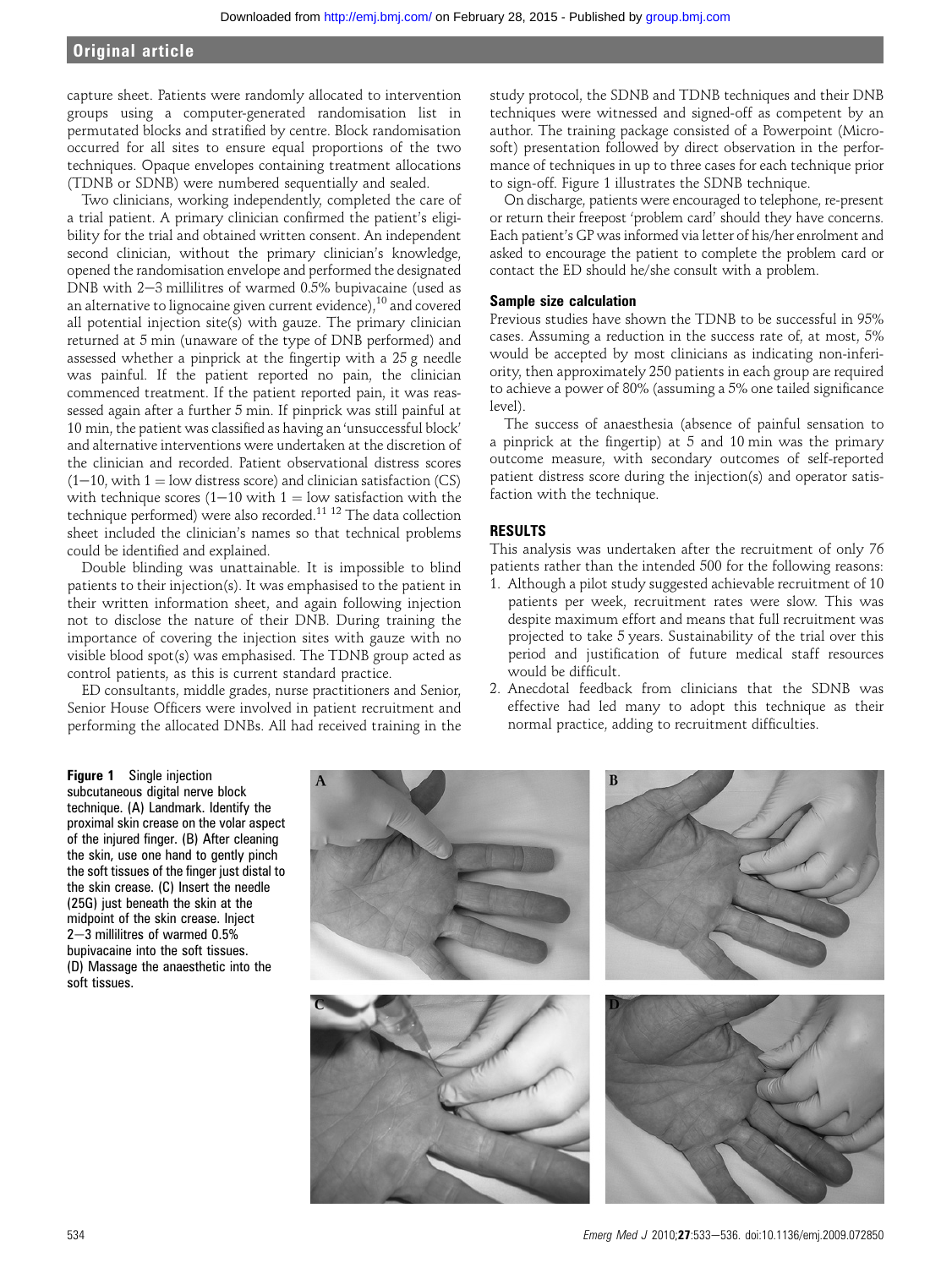capture sheet. Patients were randomly allocated to intervention groups using a computer-generated randomisation list in permutated blocks and stratified by centre. Block randomisation occurred for all sites to ensure equal proportions of the two techniques. Opaque envelopes containing treatment allocations (TDNB or SDNB) were numbered sequentially and sealed.

Two clinicians, working independently, completed the care of a trial patient. A primary clinician confirmed the patient's eligibility for the trial and obtained written consent. An independent second clinician, without the primary clinician's knowledge, opened the randomisation envelope and performed the designated DNB with 2–3 millilitres of warmed 0.5% bupivacaine (used as an alternative to lignocaine given current evidence),[10] and covered all potential injection site(s) with gauze. The primary clinician returned at 5 min (unaware of the type of DNB performed) and assessed whether a pinprick at the fingertip with a 25 g needle was painful. If the patient reported no pain, the clinician commenced treatment. If the patient reported pain, it was reassessed again after a further 5 min. If pinprick was still painful at 10 min, the patient was classified as having an 'unsuccessful block' and alternative interventions were undertaken at the discretion of the clinician and recorded. Patient observational distress scores (1–10, with 1 = low distress score) and clinician satisfaction (CS) with technique scores (1–10 with 1 = low satisfaction with the technique performed) were also recorded.[11 12] The data collection sheet included the clinician's names so that technical problems could be identified and explained.

Double blinding was unattainable. It is impossible to blind patients to their injection(s). It was emphasised to the patient in their written information sheet, and again following injection not to disclose the nature of their DNB. During training the importance of covering the injection sites with gauze with no visible blood spot(s) was emphasised. The TDNB group acted as control patients, as this is current standard practice.

ED consultants, middle grades, nurse practitioners and Senior, Senior House Officers were involved in patient recruitment and performing the allocated DNBs. All had received training in the study protocol, the SDNB and TDNB techniques and their DNB techniques were witnessed and signed-off as competent by an author. The training package consisted of a Powerpoint (Microsoft) presentation followed by direct observation in the performance of techniques in up to three cases for each technique prior to sign-off. Figure 1 illustrates the SDNB technique.

On discharge, patients were encouraged to telephone, re-present or return their freepost 'problem card' should they have concerns. Each patient's GP was informed via letter of his/her enrolment and asked to encourage the patient to complete the problem card or contact the ED should he/she consult with a problem.

### Sample size calculation

Previous studies have shown the TDNB to be successful in 95% cases. Assuming a reduction in the success rate of, at most, 5% would be accepted by most clinicians as indicating non-inferiority, then approximately 250 patients in each group are required to achieve a power of 80% (assuming a 5% one tailed significance level).

The success of anaesthesia (absence of painful sensation to a pinprick at the fingertip) at 5 and 10 min was the primary outcome measure, with secondary outcomes of self-reported patient distress score during the injection(s) and operator satisfaction with the technique.

## RESULTS

This analysis was undertaken after the recruitment of only 76 patients rather than the intended 500 for the following reasons:

1. Although a pilot study suggested achievable recruitment of 10 patients per week, recruitment rates were slow. This was despite maximum effort and means that full recruitment was projected to take 5 years. Sustainability of the trial over this period and justification of future medical staff resources would be difficult.
2. Anecdotal feedback from clinicians that the SDNB was effective had led many to adopt this technique as their normal practice, adding to recruitment difficulties.

**Figure 1** Single injection subcutaneous digital nerve block technique. (A) Landmark. Identify the proximal skin crease on the volar aspect of the injured finger. (B) After cleaning the skin, use one hand to gently pinch the soft tissues of the finger just distal to the skin crease. (C) Insert the needle (25G) just beneath the skin at the midpoint of the skin crease. Inject 2–3 millilitres of warmed 0.5% bupivacaine into the soft tissues. (D) Massage the anaesthetic into the soft tissues.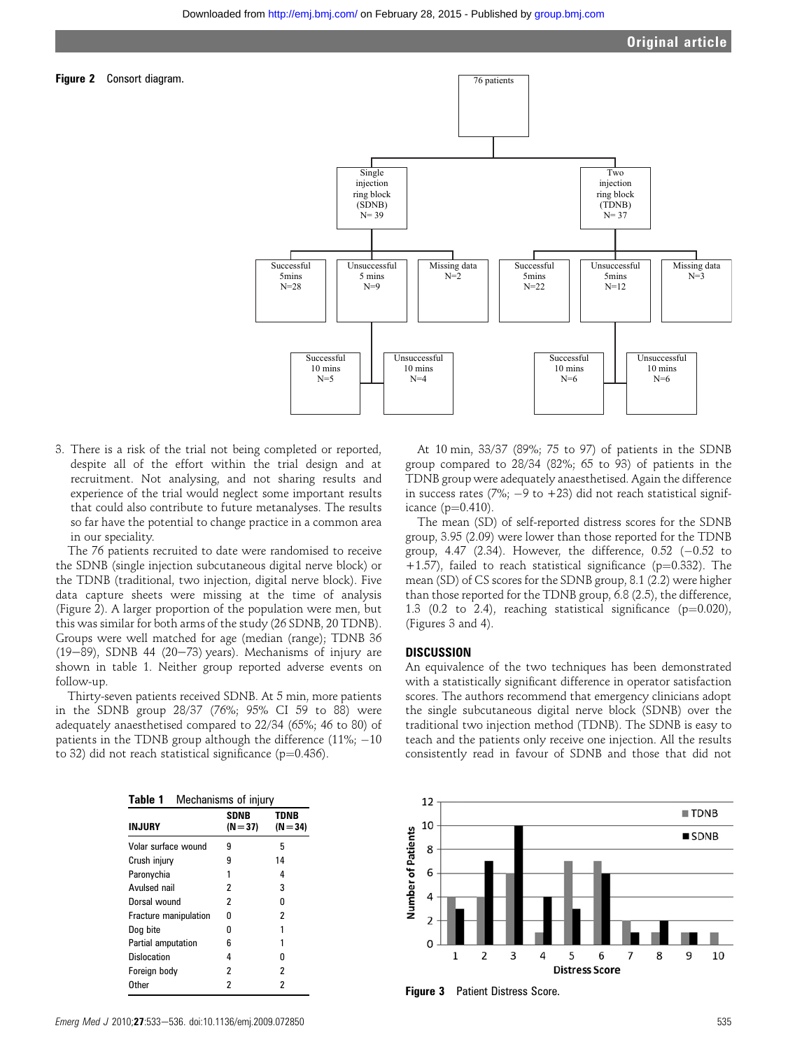Figure 2 Consort diagram.

3. There is a risk of the trial not being completed or reported, despite all of the effort within the trial design and at recruitment. Not analysing, and not sharing results and experience of the trial would neglect some important results that could also contribute to future metanalyses. The results so far have the potential to change practice in a common area in our speciality.

The 76 patients recruited to date were randomised to receive the SDNB (single injection subcutaneous digital nerve block) or the TDNB (traditional, two injection, digital nerve block). Five data capture sheets were missing at the time of analysis (Figure 2). A larger proportion of the population were men, but this was similar for both arms of the study (26 SDNB, 20 TDNB). Groups were well matched for age (median (range); TDNB 36 (19–89), SDNB 44 (20–73) years). Mechanisms of injury are shown in table 1. Neither group reported adverse events on follow-up.

Thirty-seven patients received SDNB. At 5 min, more patients in the SDNB group 28/37 (76%; 95% CI 59 to 88) were adequately anaesthetised compared to 22/34 (65%; 46 to 80) of patients in the TDNB group although the difference (11%; −10 to 32) did not reach statistical significance (p=0.436).

At 10 min, 33/37 (89%; 75 to 97) of patients in the SDNB group compared to 28/34 (82%; 65 to 93) of patients in the TDNB group were adequately anaesthetised. Again the difference in success rates (7%; −9 to +23) did not reach statistical significance (p=0.410).

The mean (SD) of self-reported distress scores for the SDNB group, 3.95 (2.09) were lower than those reported for the TDNB group, 4.47 (2.34). However, the difference, 0.52 (−0.52 to +1.57), failed to reach statistical significance (p=0.332). The mean (SD) of CS scores for the SDNB group, 8.1 (2.2) were higher than those reported for the TDNB group, 6.8 (2.5), the difference, 1.3 (0.2 to 2.4), reaching statistical significance (p=0.020), (Figures 3 and 4).

## DISCUSSION

An equivalence of the two techniques has been demonstrated with a statistically significant difference in operator satisfaction scores. The authors recommend that emergency clinicians adopt the single subcutaneous digital nerve block (SDNB) over the traditional two injection method (TDNB). The SDNB is easy to teach and the patients only receive one injection. All the results consistently read in favour of SDNB and those that did not

**Table 1** Mechanisms of injury

| INJURY | SDNB (N=37) | TDNB (N=34) |
|---|---|---|
| Volar surface wound | 9 | 5 |
| Crush injury | 9 | 14 |
| Paronychia | 1 | 4 |
| Avulsed nail | 2 | 3 |
| Dorsal wound | 2 | 0 |
| Fracture manipulation | 0 | 2 |
| Dog bite | 0 | 1 |
| Partial amputation | 6 | 1 |
| Dislocation | 4 | 0 |
| Foreign body | 2 | 2 |
| Other | 2 | 2 |

Figure 3 Patient Distress Score.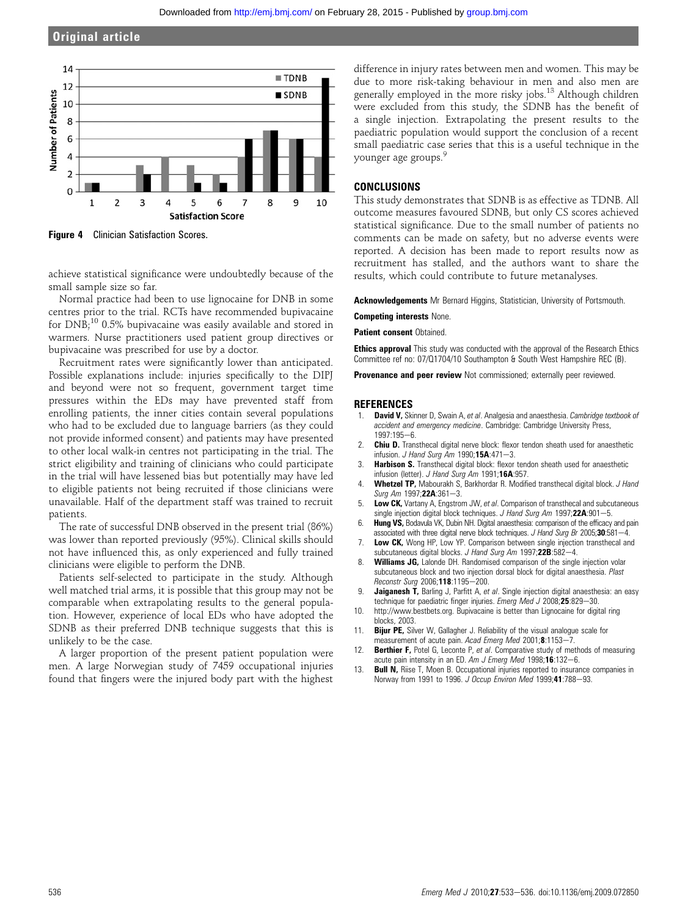Figure 4 Clinician Satisfaction Scores.

achieve statistical significance were undoubtedly because of the small sample size so far.

Normal practice had been to use lignocaine for DNB in some centres prior to the trial. RCTs have recommended bupivacaine for DNB;[10] 0.5% bupivacaine was easily available and stored in warmers. Nurse practitioners used patient group directives or bupivacaine was prescribed for use by a doctor.

Recruitment rates were significantly lower than anticipated. Possible explanations include: injuries specifically to the DIPJ and beyond were not so frequent, government target time pressures within the EDs may have prevented staff from enrolling patients, the inner cities contain several populations who had to be excluded due to language barriers (as they could not provide informed consent) and patients may have presented to other local walk-in centres not participating in the trial. The strict eligibility and training of clinicians who could participate in the trial will have lessened bias but potentially may have led to eligible patients not being recruited if those clinicians were unavailable. Half of the department staff was trained to recruit patients.

The rate of successful DNB observed in the present trial (86%) was lower than reported previously (95%). Clinical skills should not have influenced this, as only experienced and fully trained clinicians were eligible to perform the DNB.

Patients self-selected to participate in the study. Although well matched trial arms, it is possible that this group may not be comparable when extrapolating results to the general population. However, experience of local EDs who have adopted the SDNB as their preferred DNB technique suggests that this is unlikely to be the case.

A larger proportion of the present patient population were men. A large Norwegian study of 7459 occupational injuries found that fingers were the injured body part with the highest difference in injury rates between men and women. This may be due to more risk-taking behaviour in men and also men are generally employed in the more risky jobs.[13] Although children were excluded from this study, the SDNB has the benefit of a single injection. Extrapolating the present results to the paediatric population would support the conclusion of a recent small paediatric case series that this is a useful technique in the younger age groups.[9]

## CONCLUSIONS

This study demonstrates that SDNB is as effective as TDNB. All outcome measures favoured SDNB, but only CS scores achieved statistical significance. Due to the small number of patients no comments can be made on safety, but no adverse events were reported. A decision has been made to report results now as recruitment has stalled, and the authors want to share the results, which could contribute to future metanalyses.

**Acknowledgements** Mr Bernard Higgins, Statistician, University of Portsmouth.

**Competing interests** None.

**Patient consent** Obtained.

**Ethics approval** This study was conducted with the approval of the Research Ethics Committee ref no: 07/Q1704/10 Southampton & South West Hampshire REC (B).

**Provenance and peer review** Not commissioned; externally peer reviewed.

## REFERENCES

1. **David V,** Skinner D, Swain A, *et al*. Analgesia and anaesthesia. *Cambridge textbook of accident and emergency medicine*. Cambridge: Cambridge University Press, 1997:195–6.
2. **Chiu D.** Transthecal digital nerve block: flexor tendon sheath used for anaesthetic infusion. *J Hand Surg Am* 1990;**15A**:471–3.
3. **Harbison S.** Transthecal digital block: flexor tendon sheath used for anaesthetic infusion (letter). *J Hand Surg Am* 1991;**16A**:957.
4. **Whetzel TP,** Mabourakh S, Barkhordar R. Modified transthecal digital block. *J Hand Surg Am* 1997;**22A**:361–3.
5. **Low CK,** Vartany A, Engstrom JW, *et al*. Comparison of transthecal and subcutaneous single injection digital block techniques. *J Hand Surg Am* 1997;**22A**:901–5.
6. **Hung VS,** Bodavula VK, Dubin NH. Digital anaesthesia: comparison of the efficacy and pain associated with three digital nerve block techniques. *J Hand Surg Br* 2005;**30**:581–4.
7. **Low CK,** Wong HP, Low YP. Comparison between single injection transthecal and subcutaneous digital blocks. *J Hand Surg Am* 1997;**22B**:582–4.
8. **Williams JG,** Lalonde DH. Randomised comparison of the single injection volar subcutaneous block and two injection dorsal block for digital anaesthesia. *Plast Reconstr Surg* 2006;**118**:1195–200.
9. **Jaiganesh T,** Barling J, Parfitt A, *et al*. Single injection digital anaesthesia: an easy technique for paediatric finger injuries. *Emerg Med J* 2008;**25**:829–30.
10. http://www.bestbets.org. Bupivacaine is better than Lignocaine for digital ring blocks, 2003.
11. **Bijur PE,** Silver W, Gallagher J. Reliability of the visual analogue scale for measurement of acute pain. *Acad Emerg Med* 2001;**8**:1153–7.
12. **Berthier F,** Potel G, Leconte P, *et al*. Comparative study of methods of measuring acute pain intensity in an ED. *Am J Emerg Med* 1998;**16**:132–6.
13. **Bull N,** Riise T, Moen B. Occupational injuries reported to insurance companies in Norway from 1991 to 1996. *J Occup Environ Med* 1999;**41**:788–93.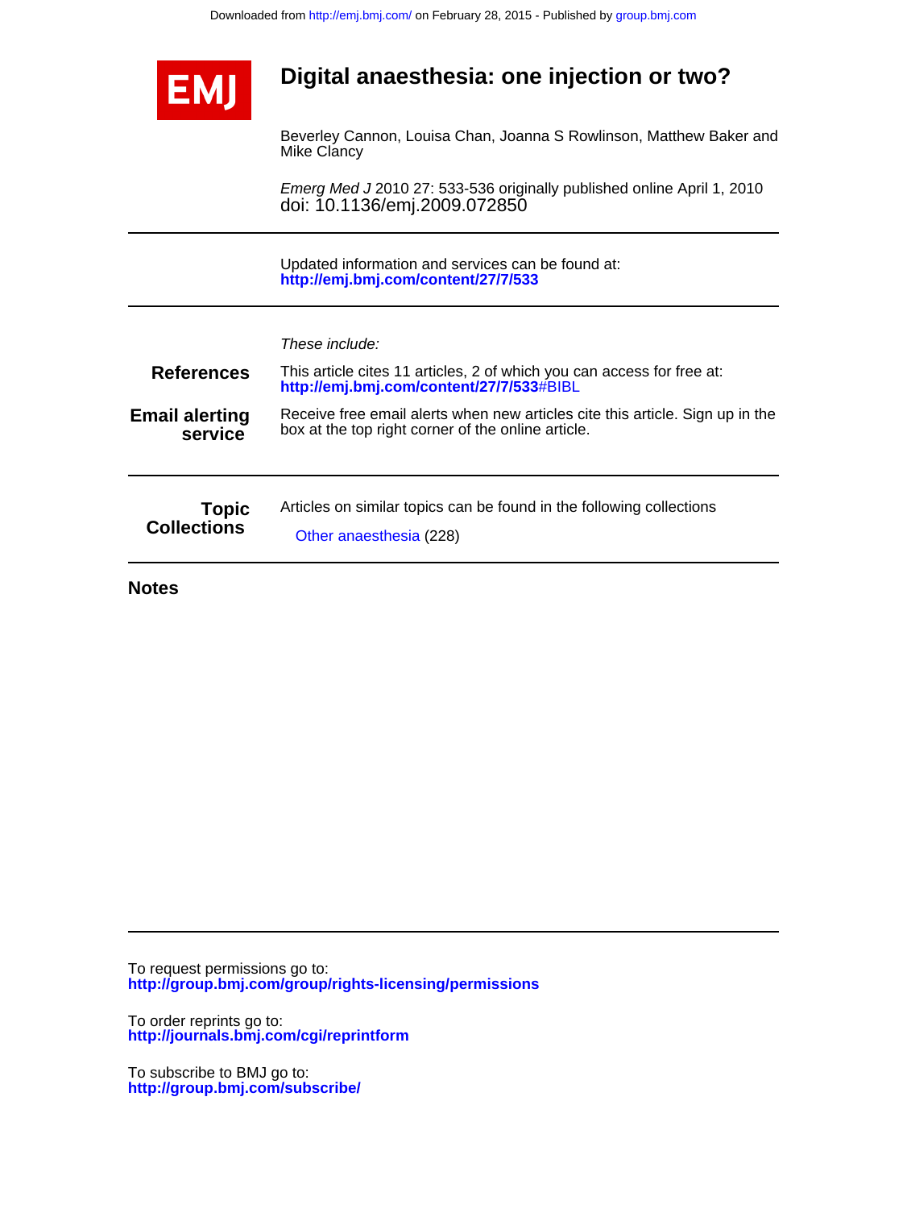# Digital anaesthesia: one injection or two?

Beverley Cannon, Louisa Chan, Joanna S Rowlinson, Matthew Baker and Mike Clancy

*Emerg Med J* 2010 27: 533-536 originally published online April 1, 2010
doi: 10.1136/emj.2009.072850

Updated information and services can be found at:
**http://emj.bmj.com/content/27/7/533**

*These include:*

**References**

This article cites 11 articles, 2 of which you can access for free at:
**http://emj.bmj.com/content/27/7/533**#BIBL

**Email alerting service**

Receive free email alerts when new articles cite this article. Sign up in the box at the top right corner of the online article.

**Topic Collections**

Articles on similar topics can be found in the following collections

Other anaesthesia (228)

## Notes

To request permissions go to:
**http://group.bmj.com/group/rights-licensing/permissions**

To order reprints go to:
**http://journals.bmj.com/cgi/reprintform**

To subscribe to BMJ go to:
**http://group.bmj.com/subscribe/**